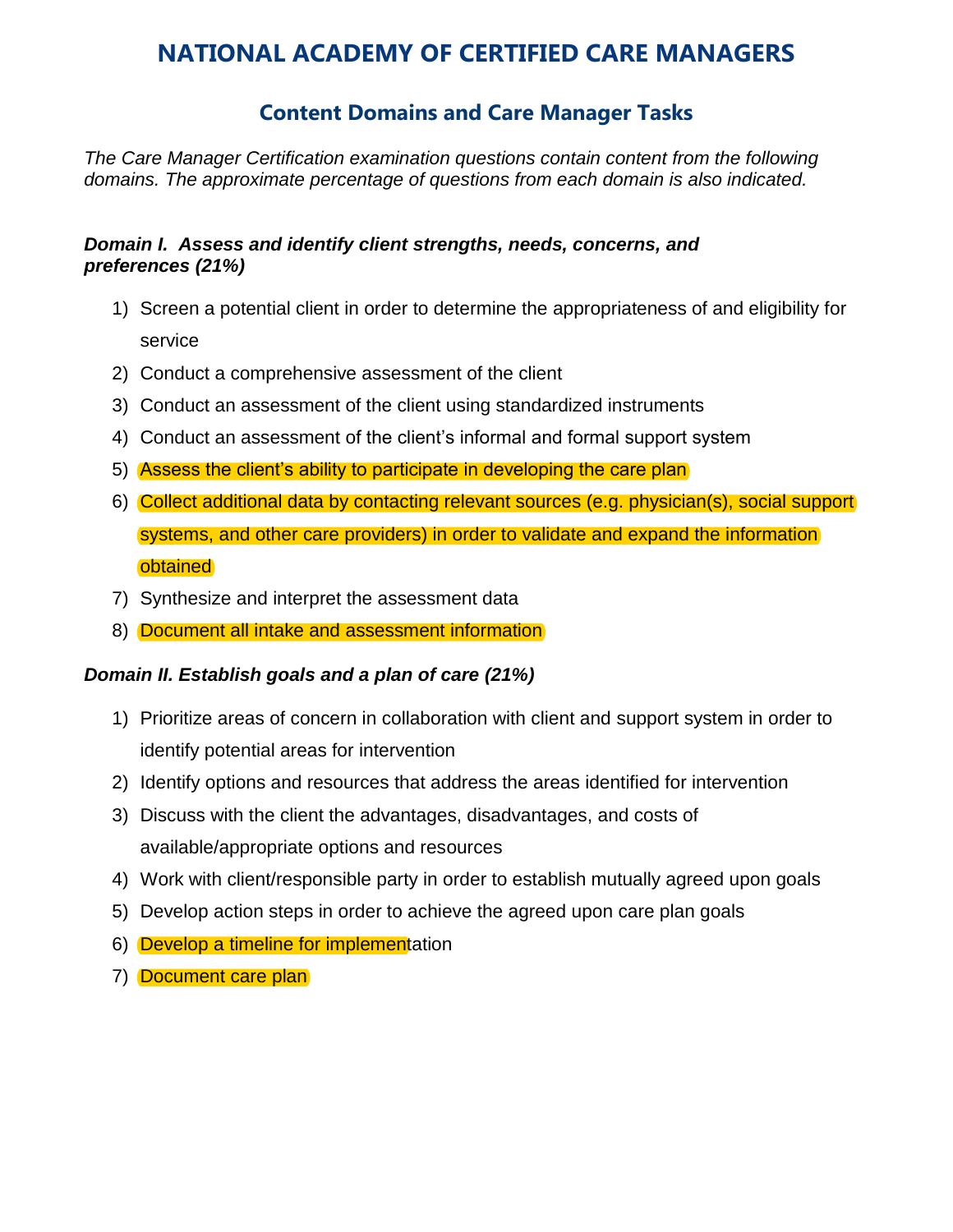# NATIONAL ACADEMY OF CERTIFIED CARE MANAGERS

## Content Domains and Care Manager Tasks

*The Care Manager Certification examination questions contain content from the following domains. The approximate percentage of questions from each domain is also indicated.*

***Domain I. Assess and identify client strengths, needs, concerns, and preferences (21%)***

1) Screen a potential client in order to determine the appropriateness of and eligibility for service
2) Conduct a comprehensive assessment of the client
3) Conduct an assessment of the client using standardized instruments
4) Conduct an assessment of the client's informal and formal support system
5) Assess the client's ability to participate in developing the care plan
6) Collect additional data by contacting relevant sources (e.g. physician(s), social support systems, and other care providers) in order to validate and expand the information obtained
7) Synthesize and interpret the assessment data
8) Document all intake and assessment information

***Domain II. Establish goals and a plan of care (21%)***

1) Prioritize areas of concern in collaboration with client and support system in order to identify potential areas for intervention
2) Identify options and resources that address the areas identified for intervention
3) Discuss with the client the advantages, disadvantages, and costs of available/appropriate options and resources
4) Work with client/responsible party in order to establish mutually agreed upon goals
5) Develop action steps in order to achieve the agreed upon care plan goals
6) Develop a timeline for implementation
7) Document care plan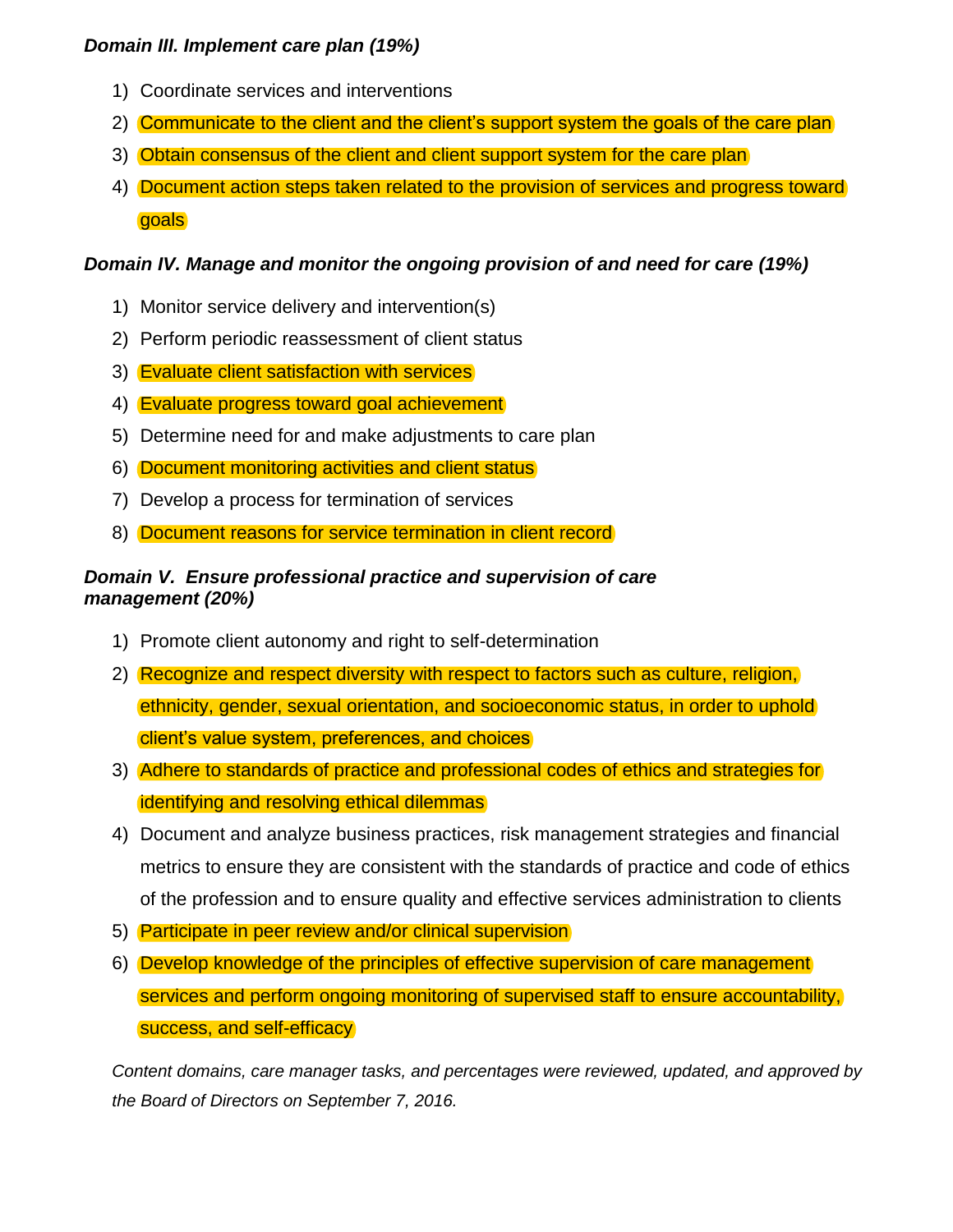***Domain III. Implement care plan (19%)***

1) Coordinate services and interventions
2) Communicate to the client and the client's support system the goals of the care plan
3) Obtain consensus of the client and client support system for the care plan
4) Document action steps taken related to the provision of services and progress toward goals

***Domain IV. Manage and monitor the ongoing provision of and need for care (19%)***

1) Monitor service delivery and intervention(s)
2) Perform periodic reassessment of client status
3) Evaluate client satisfaction with services
4) Evaluate progress toward goal achievement
5) Determine need for and make adjustments to care plan
6) Document monitoring activities and client status
7) Develop a process for termination of services
8) Document reasons for service termination in client record

***Domain V. Ensure professional practice and supervision of care management (20%)***

1) Promote client autonomy and right to self-determination
2) Recognize and respect diversity with respect to factors such as culture, religion, ethnicity, gender, sexual orientation, and socioeconomic status, in order to uphold client's value system, preferences, and choices
3) Adhere to standards of practice and professional codes of ethics and strategies for identifying and resolving ethical dilemmas
4) Document and analyze business practices, risk management strategies and financial metrics to ensure they are consistent with the standards of practice and code of ethics of the profession and to ensure quality and effective services administration to clients
5) Participate in peer review and/or clinical supervision
6) Develop knowledge of the principles of effective supervision of care management services and perform ongoing monitoring of supervised staff to ensure accountability, success, and self-efficacy

*Content domains, care manager tasks, and percentages were reviewed, updated, and approved by the Board of Directors on September 7, 2016.*